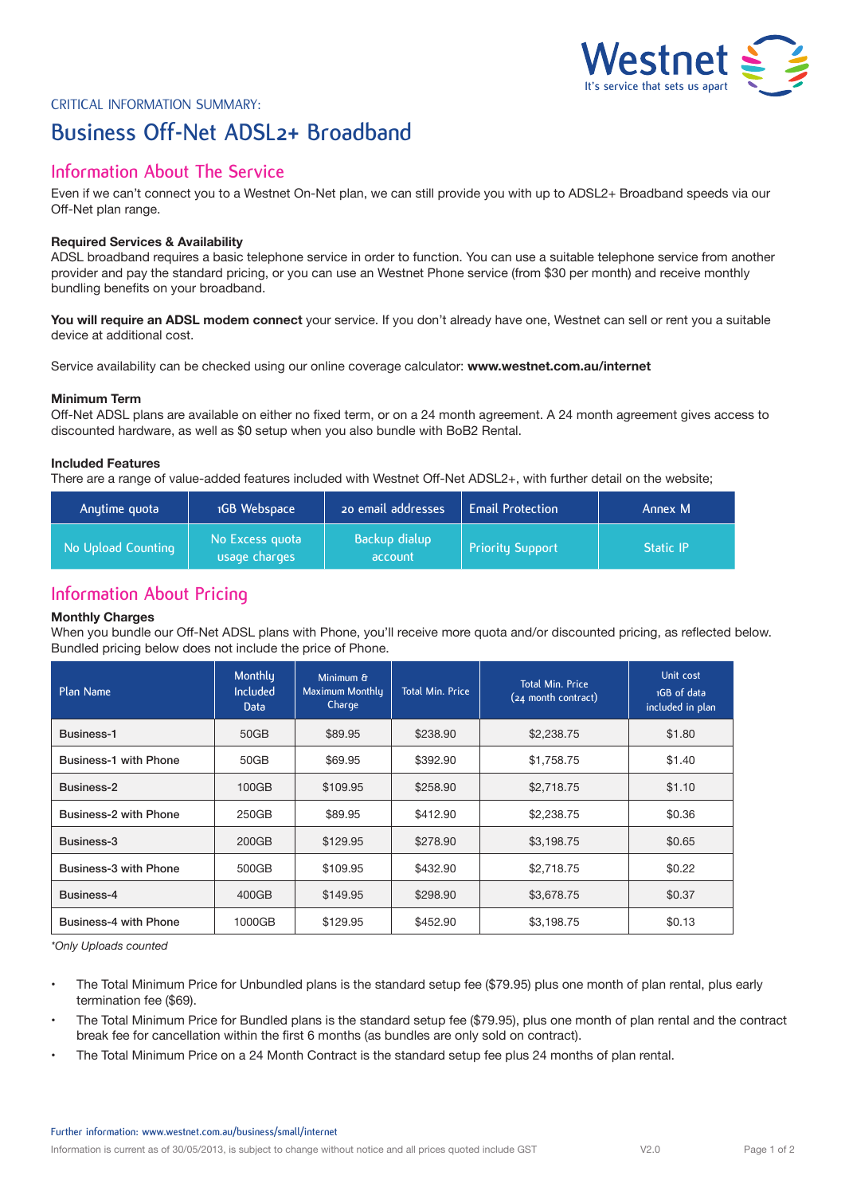Westnet
It's service that sets us apart

CRITICAL INFORMATION SUMMARY:

# Business Off-Net ADSL2+ Broadband

## Information About The Service

Even if we can't connect you to a Westnet On-Net plan, we can still provide you with up to ADSL2+ Broadband speeds via our Off-Net plan range.

**Required Services & Availability**
ADSL broadband requires a basic telephone service in order to function. You can use a suitable telephone service from another provider and pay the standard pricing, or you can use an Westnet Phone service (from $30 per month) and receive monthly bundling benefits on your broadband.

**You will require an ADSL modem connect** your service. If you don't already have one, Westnet can sell or rent you a suitable device at additional cost.

Service availability can be checked using our online coverage calculator: **www.westnet.com.au/internet**

**Minimum Term**
Off-Net ADSL plans are available on either no fixed term, or on a 24 month agreement. A 24 month agreement gives access to discounted hardware, as well as $0 setup when you also bundle with BoB2 Rental.

**Included Features**
There are a range of value-added features included with Westnet Off-Net ADSL2+, with further detail on the website;

| Anytime quota | 1GB Webspace | 20 email addresses | Email Protection | Annex M |
|---|---|---|---|---|
| No Upload Counting | No Excess quota usage charges | Backup dialup account | Priority Support | Static IP |

## Information About Pricing

**Monthly Charges**
When you bundle our Off-Net ADSL plans with Phone, you'll receive more quota and/or discounted pricing, as reflected below. Bundled pricing below does not include the price of Phone.

| Plan Name | Monthly Included Data | Minimum & Maximum Monthly Charge | Total Min. Price | Total Min. Price (24 month contract) | Unit cost 1GB of data included in plan |
|---|---|---|---|---|---|
| Business-1 | 50GB | $89.95 | $238.90 | $2,238.75 | $1.80 |
| Business-1 with Phone | 50GB | $69.95 | $392.90 | $1,758.75 | $1.40 |
| Business-2 | 100GB | $109.95 | $258.90 | $2,718.75 | $1.10 |
| Business-2 with Phone | 250GB | $89.95 | $412.90 | $2,238.75 | $0.36 |
| Business-3 | 200GB | $129.95 | $278.90 | $3,198.75 | $0.65 |
| Business-3 with Phone | 500GB | $109.95 | $432.90 | $2,718.75 | $0.22 |
| Business-4 | 400GB | $149.95 | $298.90 | $3,678.75 | $0.37 |
| Business-4 with Phone | 1000GB | $129.95 | $452.90 | $3,198.75 | $0.13 |

*\*Only Uploads counted*

- The Total Minimum Price for Unbundled plans is the standard setup fee ($79.95) plus one month of plan rental, plus early termination fee ($69).
- The Total Minimum Price for Bundled plans is the standard setup fee ($79.95), plus one month of plan rental and the contract break fee for cancellation within the first 6 months (as bundles are only sold on contract).
- The Total Minimum Price on a 24 Month Contract is the standard setup fee plus 24 months of plan rental.

Further information: www.westnet.com.au/business/small/internet

Information is current as of 30/05/2013, is subject to change without notice and all prices quoted include GST V2.0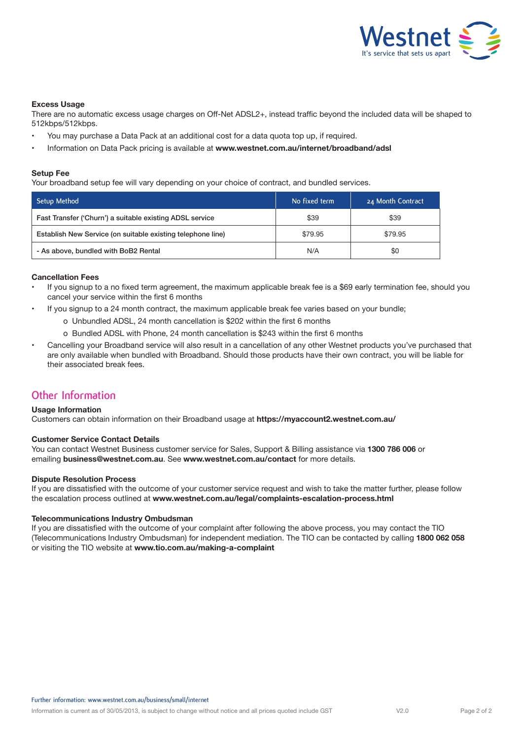### Excess Usage

There are no automatic excess usage charges on Off-Net ADSL2+, instead traffic beyond the included data will be shaped to 512kbps/512kbps.

- You may purchase a Data Pack at an additional cost for a data quota top up, if required.
- Information on Data Pack pricing is available at **www.westnet.com.au/internet/broadband/adsl**

### Setup Fee

Your broadband setup fee will vary depending on your choice of contract, and bundled services.

| Setup Method | No fixed term | 24 Month Contract |
|---|---|---|
| Fast Transfer ('Churn') a suitable existing ADSL service | $39 | $39 |
| Establish New Service (on suitable existing telephone line) | $79.95 | $79.95 |
| - As above, bundled with BoB2 Rental | N/A | $0 |

### Cancellation Fees

- If you signup to a no fixed term agreement, the maximum applicable break fee is a $69 early termination fee, should you cancel your service within the first 6 months
- If you signup to a 24 month contract, the maximum applicable break fee varies based on your bundle;
  - Unbundled ADSL, 24 month cancellation is $202 within the first 6 months
  - Bundled ADSL with Phone, 24 month cancellation is $243 within the first 6 months
- Cancelling your Broadband service will also result in a cancellation of any other Westnet products you've purchased that are only available when bundled with Broadband. Should those products have their own contract, you will be liable for their associated break fees.

## Other Information

### Usage Information

Customers can obtain information on their Broadband usage at **https://myaccount2.westnet.com.au/**

### Customer Service Contact Details

You can contact Westnet Business customer service for Sales, Support & Billing assistance via **1300 786 006** or emailing **business@westnet.com.au**. See **www.westnet.com.au/contact** for more details.

### Dispute Resolution Process

If you are dissatisfied with the outcome of your customer service request and wish to take the matter further, please follow the escalation process outlined at **www.westnet.com.au/legal/complaints-escalation-process.html**

### Telecommunications Industry Ombudsman

If you are dissatisfied with the outcome of your complaint after following the above process, you may contact the TIO (Telecommunications Industry Ombudsman) for independent mediation. The TIO can be contacted by calling **1800 062 058** or visiting the TIO website at **www.tio.com.au/making-a-complaint**

Further information: www.westnet.com.au/business/small/internet

Information is current as of 30/05/2013, is subject to change without notice and all prices quoted include GST V2.0